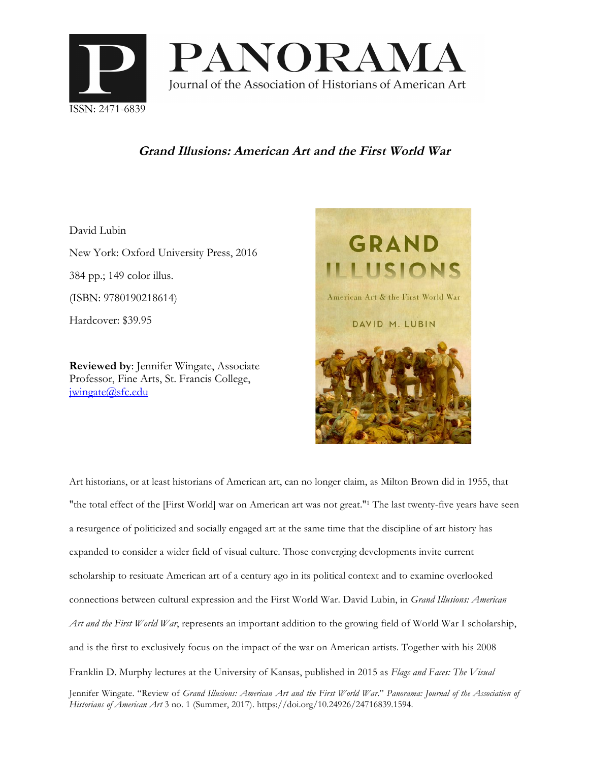PANORAMA

Journal of the Association of Historians of American Art

ISSN: 2471-6839

# *Grand Illusions: American Art and the First World War*

David Lubin

New York: Oxford University Press, 2016

384 pp.; 149 color illus.

(ISBN: 9780190218614)

Hardcover: $39.95

**Reviewed by**: Jennifer Wingate, Associate Professor, Fine Arts, St. Francis College, jwingate@sfc.edu

Art historians, or at least historians of American art, can no longer claim, as Milton Brown did in 1955, that "the total effect of the [First World] war on American art was not great."[1] The last twenty-five years have seen a resurgence of politicized and socially engaged art at the same time that the discipline of art history has expanded to consider a wider field of visual culture. Those converging developments invite current scholarship to resituate American art of a century ago in its political context and to examine overlooked connections between cultural expression and the First World War. David Lubin, in *Grand Illusions: American Art and the First World War*, represents an important addition to the growing field of World War I scholarship, and is the first to exclusively focus on the impact of the war on American artists. Together with his 2008 Franklin D. Murphy lectures at the University of Kansas, published in 2015 as *Flags and Faces: The Visual*

Jennifer Wingate. "Review of *Grand Illusions: American Art and the First World War*." *Panorama: Journal of the Association of Historians of American Art* 3 no. 1 (Summer, 2017). https://doi.org/10.24926/24716839.1594.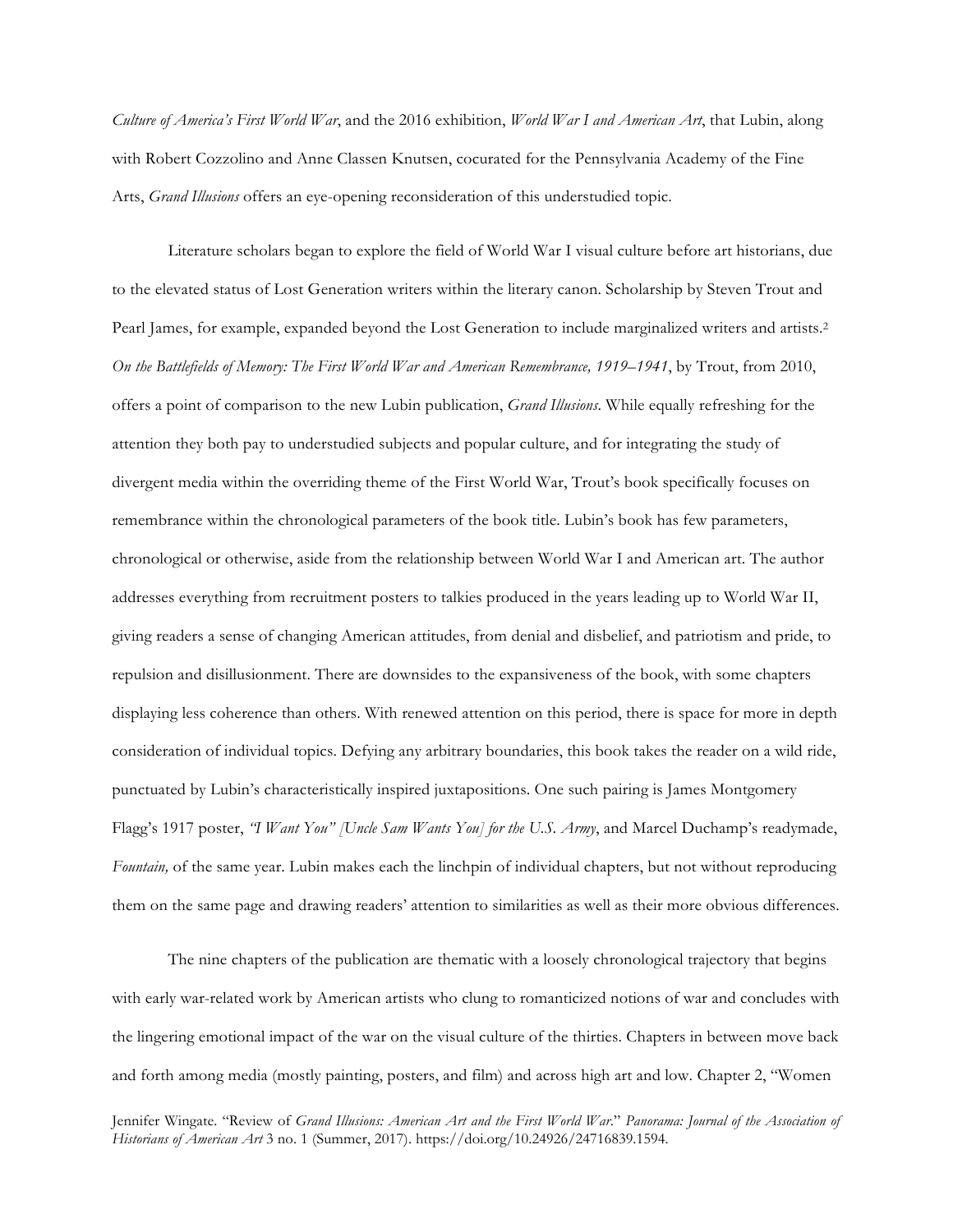*Culture of America's First World War*, and the 2016 exhibition, *World War I and American Art*, that Lubin, along with Robert Cozzolino and Anne Classen Knutsen, cocurated for the Pennsylvania Academy of the Fine Arts, *Grand Illusions* offers an eye-opening reconsideration of this understudied topic.

Literature scholars began to explore the field of World War I visual culture before art historians, due to the elevated status of Lost Generation writers within the literary canon. Scholarship by Steven Trout and Pearl James, for example, expanded beyond the Lost Generation to include marginalized writers and artists.[2] *On the Battlefields of Memory: The First World War and American Remembrance, 1919–1941*, by Trout, from 2010, offers a point of comparison to the new Lubin publication, *Grand Illusions*. While equally refreshing for the attention they both pay to understudied subjects and popular culture, and for integrating the study of divergent media within the overriding theme of the First World War, Trout's book specifically focuses on remembrance within the chronological parameters of the book title. Lubin's book has few parameters, chronological or otherwise, aside from the relationship between World War I and American art. The author addresses everything from recruitment posters to talkies produced in the years leading up to World War II, giving readers a sense of changing American attitudes, from denial and disbelief, and patriotism and pride, to repulsion and disillusionment. There are downsides to the expansiveness of the book, with some chapters displaying less coherence than others. With renewed attention on this period, there is space for more in depth consideration of individual topics. Defying any arbitrary boundaries, this book takes the reader on a wild ride, punctuated by Lubin's characteristically inspired juxtapositions. One such pairing is James Montgomery Flagg's 1917 poster, *"I Want You" [Uncle Sam Wants You] for the U.S. Army*, and Marcel Duchamp's readymade, *Fountain,* of the same year. Lubin makes each the linchpin of individual chapters, but not without reproducing them on the same page and drawing readers' attention to similarities as well as their more obvious differences.

The nine chapters of the publication are thematic with a loosely chronological trajectory that begins with early war-related work by American artists who clung to romanticized notions of war and concludes with the lingering emotional impact of the war on the visual culture of the thirties. Chapters in between move back and forth among media (mostly painting, posters, and film) and across high art and low. Chapter 2, "Women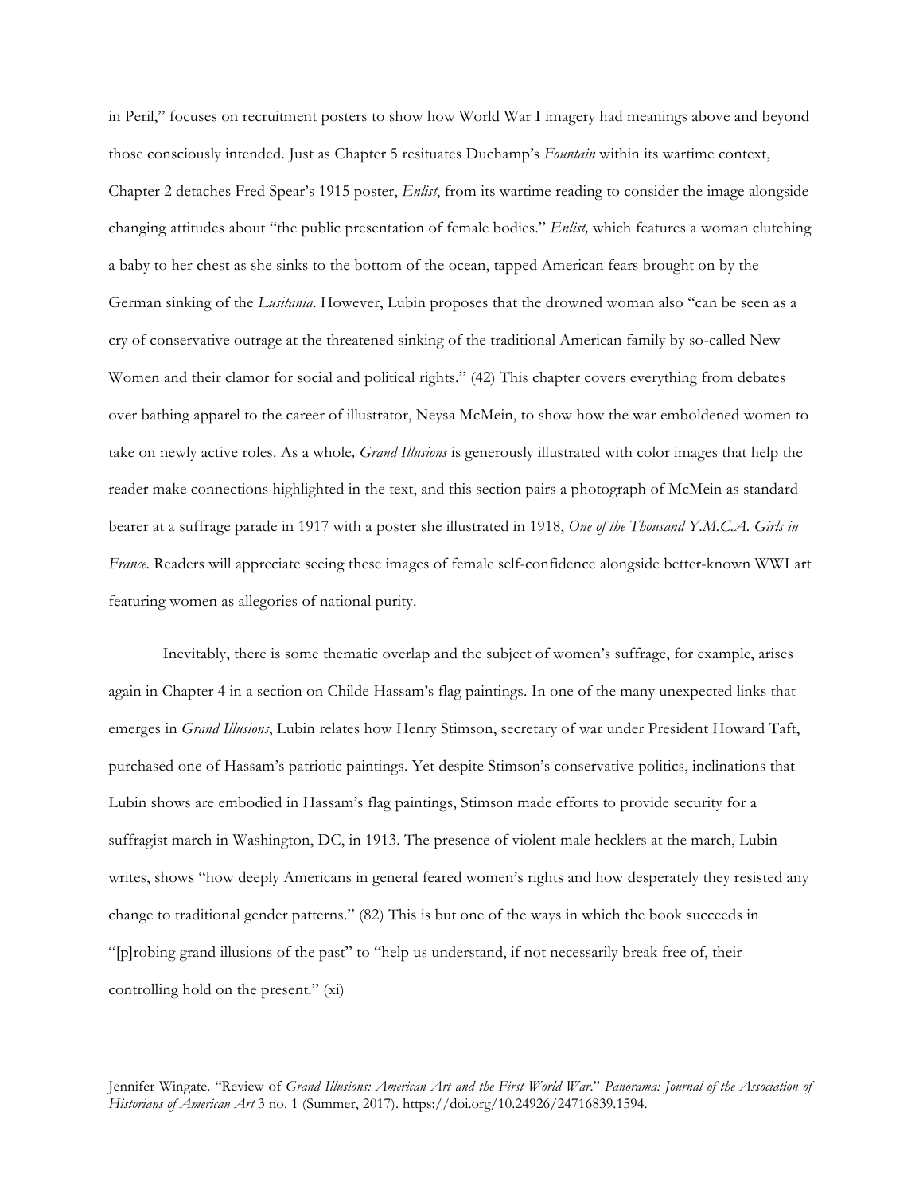in Peril," focuses on recruitment posters to show how World War I imagery had meanings above and beyond those consciously intended. Just as Chapter 5 resituates Duchamp's *Fountain* within its wartime context, Chapter 2 detaches Fred Spear's 1915 poster, *Enlist*, from its wartime reading to consider the image alongside changing attitudes about "the public presentation of female bodies." *Enlist,* which features a woman clutching a baby to her chest as she sinks to the bottom of the ocean, tapped American fears brought on by the German sinking of the *Lusitania*. However, Lubin proposes that the drowned woman also "can be seen as a cry of conservative outrage at the threatened sinking of the traditional American family by so-called New Women and their clamor for social and political rights." (42) This chapter covers everything from debates over bathing apparel to the career of illustrator, Neysa McMein, to show how the war emboldened women to take on newly active roles. As a whole*, Grand Illusions* is generously illustrated with color images that help the reader make connections highlighted in the text, and this section pairs a photograph of McMein as standard bearer at a suffrage parade in 1917 with a poster she illustrated in 1918, *One of the Thousand Y.M.C.A. Girls in France*. Readers will appreciate seeing these images of female self-confidence alongside better-known WWI art featuring women as allegories of national purity.

Inevitably, there is some thematic overlap and the subject of women's suffrage, for example, arises again in Chapter 4 in a section on Childe Hassam's flag paintings. In one of the many unexpected links that emerges in *Grand Illusions*, Lubin relates how Henry Stimson, secretary of war under President Howard Taft, purchased one of Hassam's patriotic paintings. Yet despite Stimson's conservative politics, inclinations that Lubin shows are embodied in Hassam's flag paintings, Stimson made efforts to provide security for a suffragist march in Washington, DC, in 1913. The presence of violent male hecklers at the march, Lubin writes, shows "how deeply Americans in general feared women's rights and how desperately they resisted any change to traditional gender patterns." (82) This is but one of the ways in which the book succeeds in "[p]robing grand illusions of the past" to "help us understand, if not necessarily break free of, their controlling hold on the present." (xi)

Jennifer Wingate. "Review of *Grand Illusions: American Art and the First World War*." *Panorama: Journal of the Association of Historians of American Art* 3 no. 1 (Summer, 2017). https://doi.org/10.24926/24716839.1594.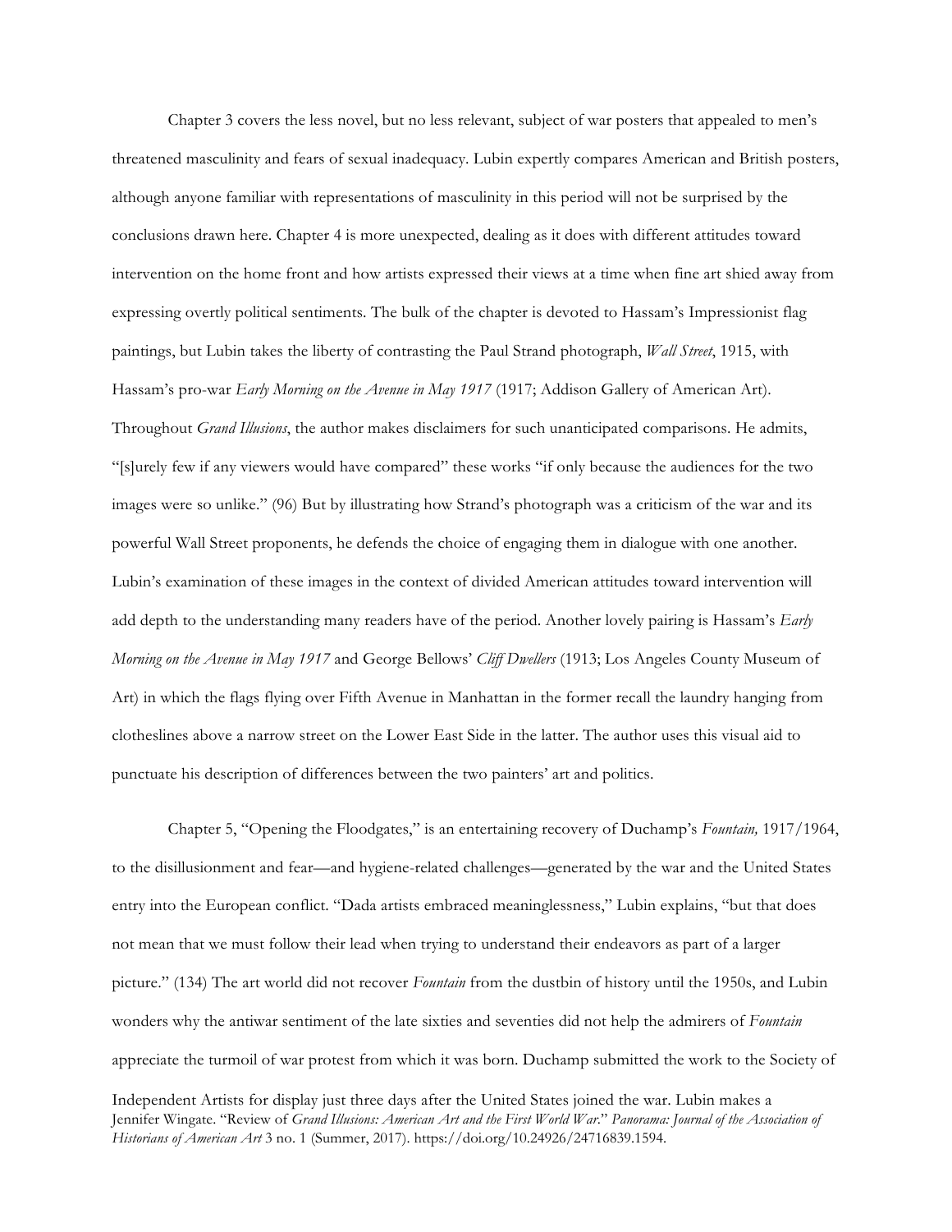Chapter 3 covers the less novel, but no less relevant, subject of war posters that appealed to men's threatened masculinity and fears of sexual inadequacy. Lubin expertly compares American and British posters, although anyone familiar with representations of masculinity in this period will not be surprised by the conclusions drawn here. Chapter 4 is more unexpected, dealing as it does with different attitudes toward intervention on the home front and how artists expressed their views at a time when fine art shied away from expressing overtly political sentiments. The bulk of the chapter is devoted to Hassam's Impressionist flag paintings, but Lubin takes the liberty of contrasting the Paul Strand photograph, *Wall Street*, 1915, with Hassam's pro-war *Early Morning on the Avenue in May 1917* (1917; Addison Gallery of American Art). Throughout *Grand Illusions*, the author makes disclaimers for such unanticipated comparisons. He admits, "[s]urely few if any viewers would have compared" these works "if only because the audiences for the two images were so unlike." (96) But by illustrating how Strand's photograph was a criticism of the war and its powerful Wall Street proponents, he defends the choice of engaging them in dialogue with one another. Lubin's examination of these images in the context of divided American attitudes toward intervention will add depth to the understanding many readers have of the period. Another lovely pairing is Hassam's *Early Morning on the Avenue in May 1917* and George Bellows' *Cliff Dwellers* (1913; Los Angeles County Museum of Art) in which the flags flying over Fifth Avenue in Manhattan in the former recall the laundry hanging from clotheslines above a narrow street on the Lower East Side in the latter. The author uses this visual aid to punctuate his description of differences between the two painters' art and politics.

Chapter 5, "Opening the Floodgates," is an entertaining recovery of Duchamp's *Fountain,* 1917/1964, to the disillusionment and fear—and hygiene-related challenges—generated by the war and the United States entry into the European conflict. "Dada artists embraced meaninglessness," Lubin explains, "but that does not mean that we must follow their lead when trying to understand their endeavors as part of a larger picture." (134) The art world did not recover *Fountain* from the dustbin of history until the 1950s, and Lubin wonders why the antiwar sentiment of the late sixties and seventies did not help the admirers of *Fountain* appreciate the turmoil of war protest from which it was born. Duchamp submitted the work to the Society of Independent Artists for display just three days after the United States joined the war. Lubin makes a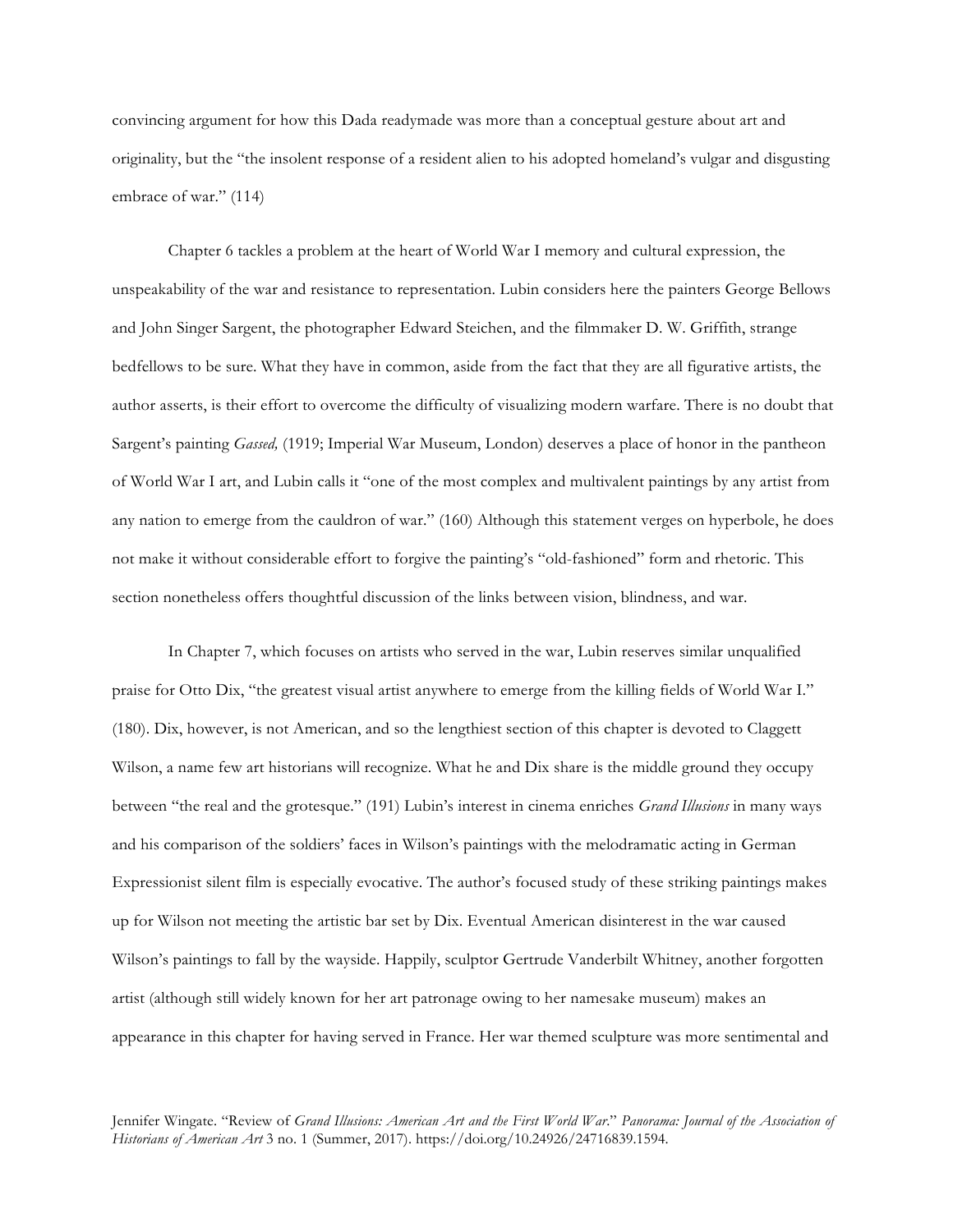convincing argument for how this Dada readymade was more than a conceptual gesture about art and originality, but the "the insolent response of a resident alien to his adopted homeland's vulgar and disgusting embrace of war." (114)

Chapter 6 tackles a problem at the heart of World War I memory and cultural expression, the unspeakability of the war and resistance to representation. Lubin considers here the painters George Bellows and John Singer Sargent, the photographer Edward Steichen, and the filmmaker D. W. Griffith, strange bedfellows to be sure. What they have in common, aside from the fact that they are all figurative artists, the author asserts, is their effort to overcome the difficulty of visualizing modern warfare. There is no doubt that Sargent's painting *Gassed,* (1919; Imperial War Museum, London) deserves a place of honor in the pantheon of World War I art, and Lubin calls it "one of the most complex and multivalent paintings by any artist from any nation to emerge from the cauldron of war." (160) Although this statement verges on hyperbole, he does not make it without considerable effort to forgive the painting's "old-fashioned" form and rhetoric. This section nonetheless offers thoughtful discussion of the links between vision, blindness, and war.

In Chapter 7, which focuses on artists who served in the war, Lubin reserves similar unqualified praise for Otto Dix, "the greatest visual artist anywhere to emerge from the killing fields of World War I." (180). Dix, however, is not American, and so the lengthiest section of this chapter is devoted to Claggett Wilson, a name few art historians will recognize. What he and Dix share is the middle ground they occupy between "the real and the grotesque." (191) Lubin's interest in cinema enriches *Grand Illusions* in many ways and his comparison of the soldiers' faces in Wilson's paintings with the melodramatic acting in German Expressionist silent film is especially evocative. The author's focused study of these striking paintings makes up for Wilson not meeting the artistic bar set by Dix. Eventual American disinterest in the war caused Wilson's paintings to fall by the wayside. Happily, sculptor Gertrude Vanderbilt Whitney, another forgotten artist (although still widely known for her art patronage owing to her namesake museum) makes an appearance in this chapter for having served in France. Her war themed sculpture was more sentimental and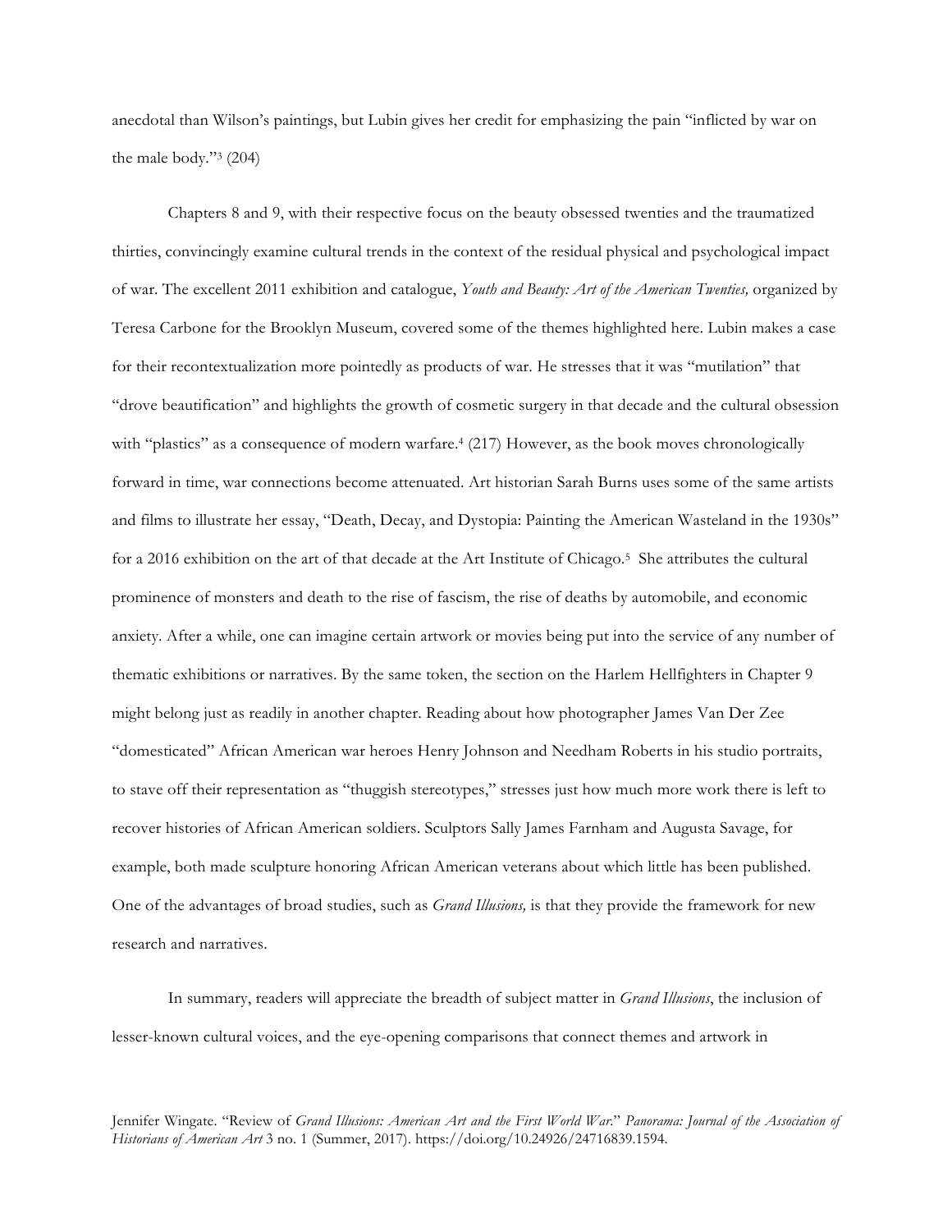anecdotal than Wilson's paintings, but Lubin gives her credit for emphasizing the pain "inflicted by war on the male body."[3] (204)

Chapters 8 and 9, with their respective focus on the beauty obsessed twenties and the traumatized thirties, convincingly examine cultural trends in the context of the residual physical and psychological impact of war. The excellent 2011 exhibition and catalogue, *Youth and Beauty: Art of the American Twenties,* organized by Teresa Carbone for the Brooklyn Museum, covered some of the themes highlighted here. Lubin makes a case for their recontextualization more pointedly as products of war. He stresses that it was "mutilation" that "drove beautification" and highlights the growth of cosmetic surgery in that decade and the cultural obsession with "plastics" as a consequence of modern warfare.[4] (217) However, as the book moves chronologically forward in time, war connections become attenuated. Art historian Sarah Burns uses some of the same artists and films to illustrate her essay, "Death, Decay, and Dystopia: Painting the American Wasteland in the 1930s" for a 2016 exhibition on the art of that decade at the Art Institute of Chicago.[5] She attributes the cultural prominence of monsters and death to the rise of fascism, the rise of deaths by automobile, and economic anxiety. After a while, one can imagine certain artwork or movies being put into the service of any number of thematic exhibitions or narratives. By the same token, the section on the Harlem Hellfighters in Chapter 9 might belong just as readily in another chapter. Reading about how photographer James Van Der Zee "domesticated" African American war heroes Henry Johnson and Needham Roberts in his studio portraits, to stave off their representation as "thuggish stereotypes," stresses just how much more work there is left to recover histories of African American soldiers. Sculptors Sally James Farnham and Augusta Savage, for example, both made sculpture honoring African American veterans about which little has been published. One of the advantages of broad studies, such as *Grand Illusions,* is that they provide the framework for new research and narratives.

In summary, readers will appreciate the breadth of subject matter in *Grand Illusions*, the inclusion of lesser-known cultural voices, and the eye-opening comparisons that connect themes and artwork in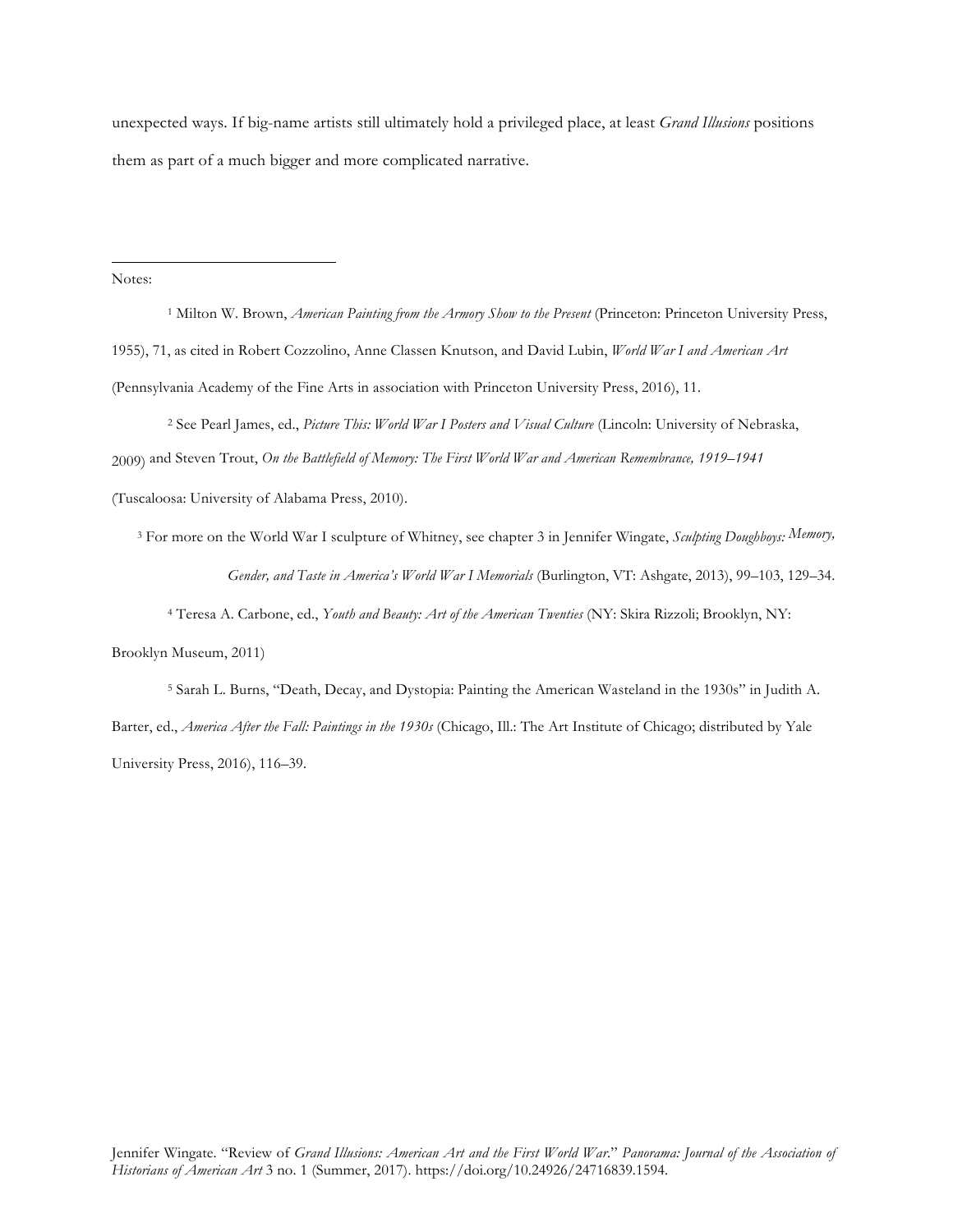unexpected ways. If big-name artists still ultimately hold a privileged place, at least *Grand Illusions* positions them as part of a much bigger and more complicated narrative.

---

Notes:

[1] Milton W. Brown, *American Painting from the Armory Show to the Present* (Princeton: Princeton University Press, 1955), 71, as cited in Robert Cozzolino, Anne Classen Knutson, and David Lubin, *World War I and American Art* (Pennsylvania Academy of the Fine Arts in association with Princeton University Press, 2016), 11.

[2] See Pearl James, ed., *Picture This: World War I Posters and Visual Culture* (Lincoln: University of Nebraska, 2009) and Steven Trout, *On the Battlefield of Memory: The First World War and American Remembrance, 1919–1941* (Tuscaloosa: University of Alabama Press, 2010).

[3] For more on the World War I sculpture of Whitney, see chapter 3 in Jennifer Wingate, *Sculpting Doughboys: Memory, Gender, and Taste in America's World War I Memorials* (Burlington, VT: Ashgate, 2013), 99–103, 129–34.

[4] Teresa A. Carbone, ed., *Youth and Beauty: Art of the American Twenties* (NY: Skira Rizzoli; Brooklyn, NY: Brooklyn Museum, 2011)

[5] Sarah L. Burns, "Death, Decay, and Dystopia: Painting the American Wasteland in the 1930s" in Judith A. Barter, ed., *America After the Fall: Paintings in the 1930s* (Chicago, Ill.: The Art Institute of Chicago; distributed by Yale University Press, 2016), 116–39.